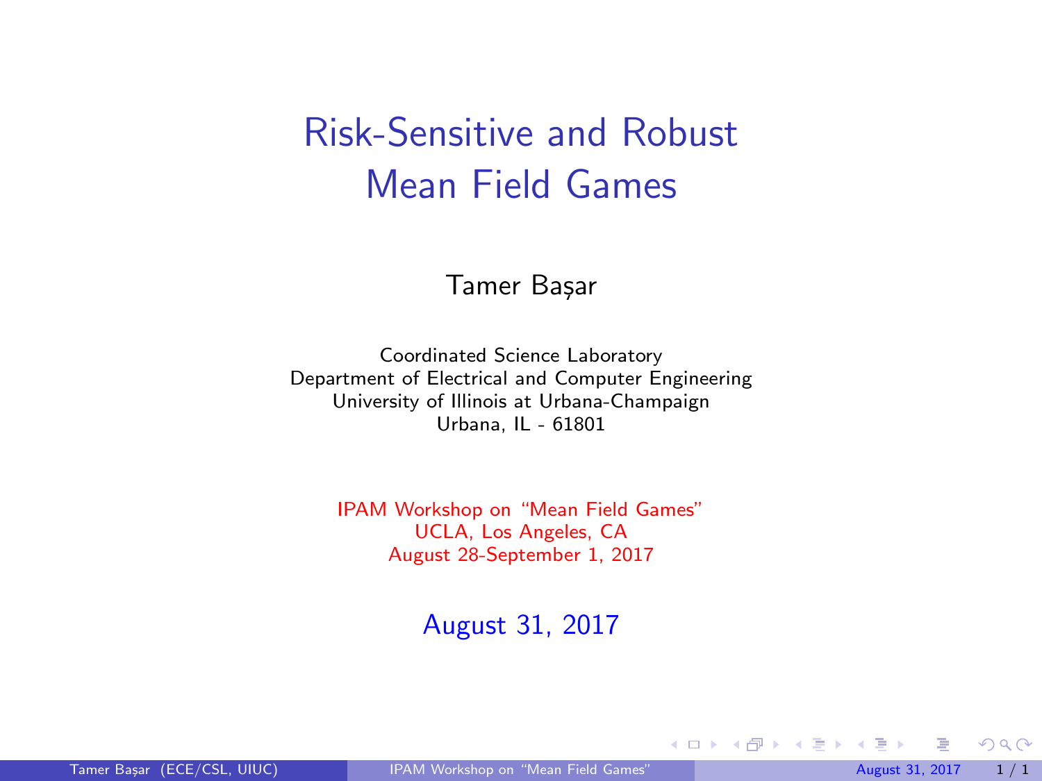# Risk-Sensitive and Robust Mean Field Games

Tamer Başar

Coordinated Science Laboratory
Department of Electrical and Computer Engineering
University of Illinois at Urbana-Champaign
Urbana, IL - 61801

IPAM Workshop on "Mean Field Games"
UCLA, Los Angeles, CA
August 28-September 1, 2017

August 31, 2017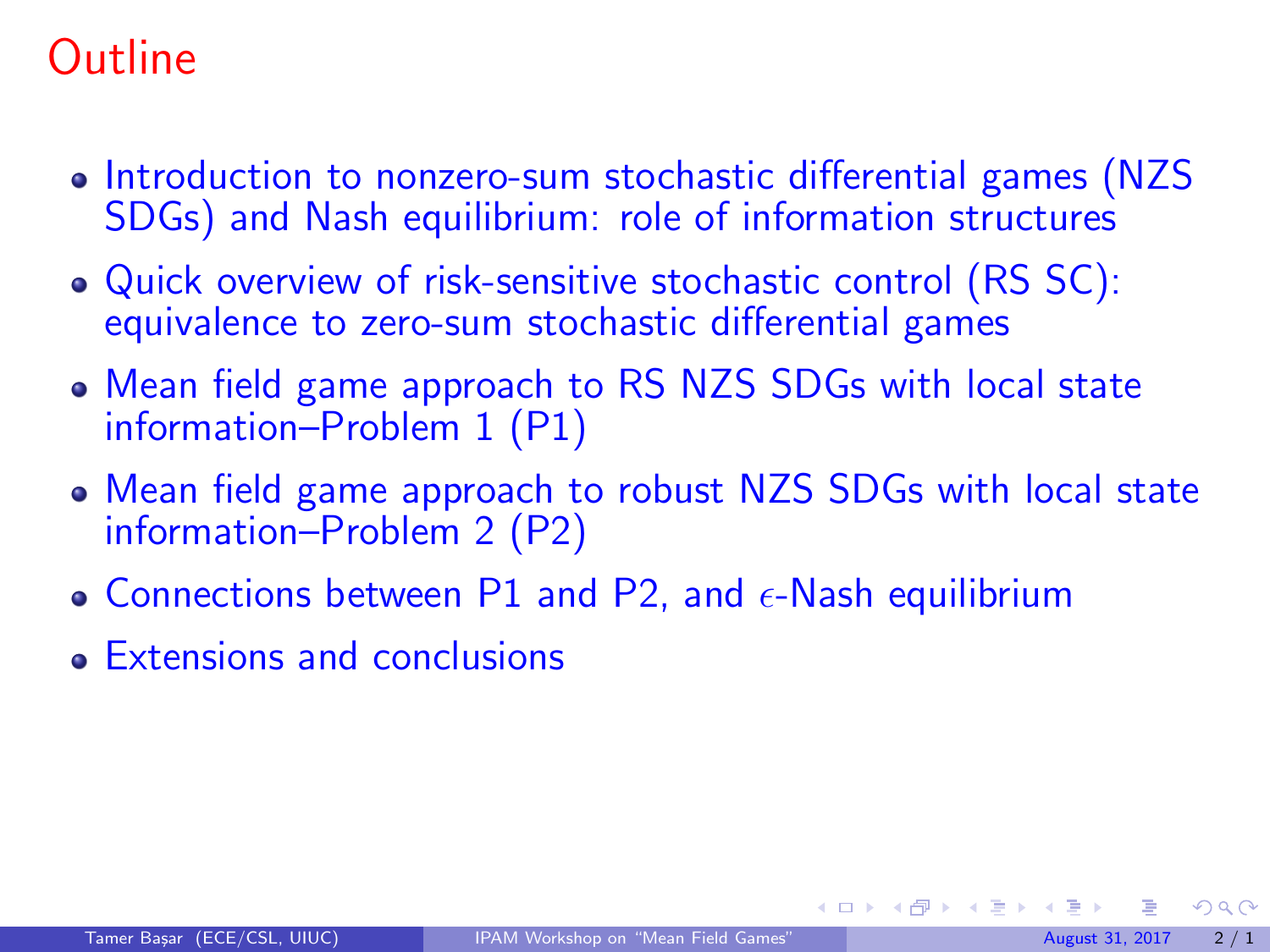# Outline

- Introduction to nonzero-sum stochastic differential games (NZS SDGs) and Nash equilibrium: role of information structures
- Quick overview of risk-sensitive stochastic control (RS SC): equivalence to zero-sum stochastic differential games
- Mean field game approach to RS NZS SDGs with local state information–Problem 1 (P1)
- Mean field game approach to robust NZS SDGs with local state information–Problem 2 (P2)
- Connections between P1 and P2, and $\epsilon$-Nash equilibrium
- Extensions and conclusions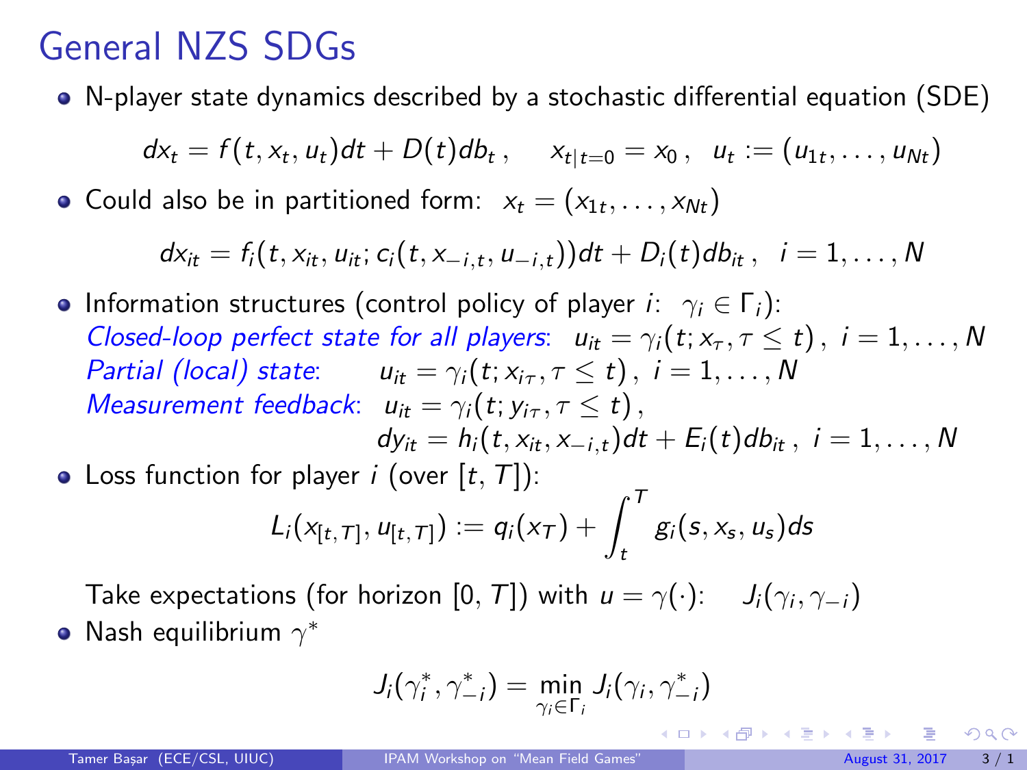# General NZS SDGs

- N-player state dynamics described by a stochastic differential equation (SDE)

$$dx_t = f(t, x_t, u_t)dt + D(t)db_t \,, \quad x_{t|t=0} = x_0 \,, \;\; u_t := (u_{1t}, \ldots, u_{Nt})$$

- Could also be in partitioned form: $x_t = (x_{1t}, \ldots, x_{Nt})$

$$dx_{it} = f_i(t, x_{it}, u_{it}; c_i(t, x_{-i,t}, u_{-i,t}))dt + D_i(t)db_{it} \,, \;\; i = 1, \ldots, N$$

- Information structures (control policy of player $i$: $\gamma_i \in \Gamma_i$):
  *Closed-loop perfect state for all players*: $u_{it} = \gamma_i(t; x_\tau, \tau \leq t) \,, \; i = 1, \ldots, N$
  *Partial (local) state*: $u_{it} = \gamma_i(t; x_{i\tau}, \tau \leq t) \,, \; i = 1, \ldots, N$
  *Measurement feedback*: $u_{it} = \gamma_i(t; y_{i\tau}, \tau \leq t) \,,$
  $dy_{it} = h_i(t, x_{it}, x_{-i,t})dt + E_i(t)db_{it} \,, \; i = 1, \ldots, N$

- Loss function for player $i$ (over $[t, T]$):

$$L_i(x_{[t,T]}, u_{[t,T]}) := q_i(x_T) + \int_t^T g_i(s, x_s, u_s)ds$$

Take expectations (for horizon $[0, T]$) with $u = \gamma(\cdot)$: $\quad J_i(\gamma_i, \gamma_{-i})$

- Nash equilibrium $\gamma^*$

$$J_i(\gamma_i^*, \gamma_{-i}^*) = \min_{\gamma_i \in \Gamma_i} J_i(\gamma_i, \gamma_{-i}^*)$$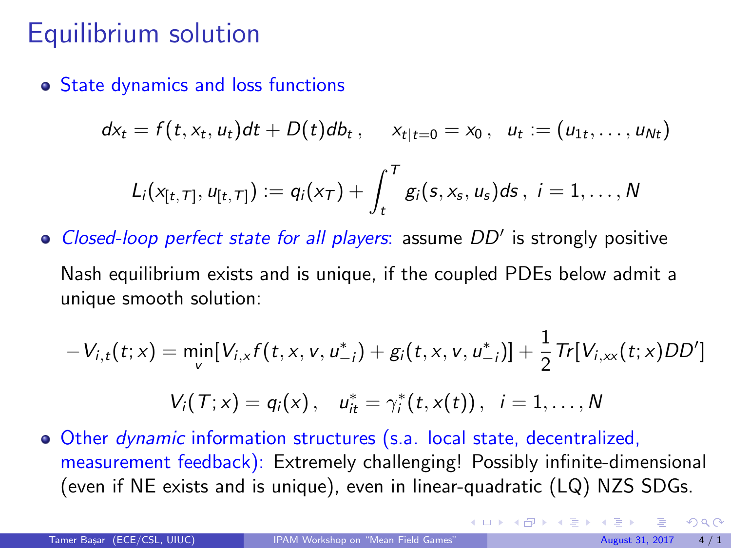# Equilibrium solution

- State dynamics and loss functions

$$dx_t = f(t, x_t, u_t)dt + D(t)db_t\,, \quad x_{t|t=0} = x_0\,,\ \ u_t := (u_{1t}, \ldots, u_{Nt})$$

$$L_i(x_{[t,T]}, u_{[t,T]}) := q_i(x_T) + \int_t^T g_i(s, x_s, u_s)ds\,,\ i = 1, \ldots, N$$

- *Closed-loop perfect state for all players*: assume $DD'$ is strongly positive

  Nash equilibrium exists and is unique, if the coupled PDEs below admit a unique smooth solution:

$$-V_{i,t}(t;x) = \min_v [V_{i,x} f(t, x, v, u^*_{-i}) + g_i(t, x, v, u^*_{-i})] + \frac{1}{2} Tr[V_{i,xx}(t;x)DD']$$

$$V_i(T;x) = q_i(x)\,, \quad u^*_{it} = \gamma^*_i(t, x(t))\,,\ \ i = 1, \ldots, N$$

- Other *dynamic* information structures (s.a. local state, decentralized, measurement feedback): Extremely challenging! Possibly infinite-dimensional (even if NE exists and is unique), even in linear-quadratic (LQ) NZS SDGs.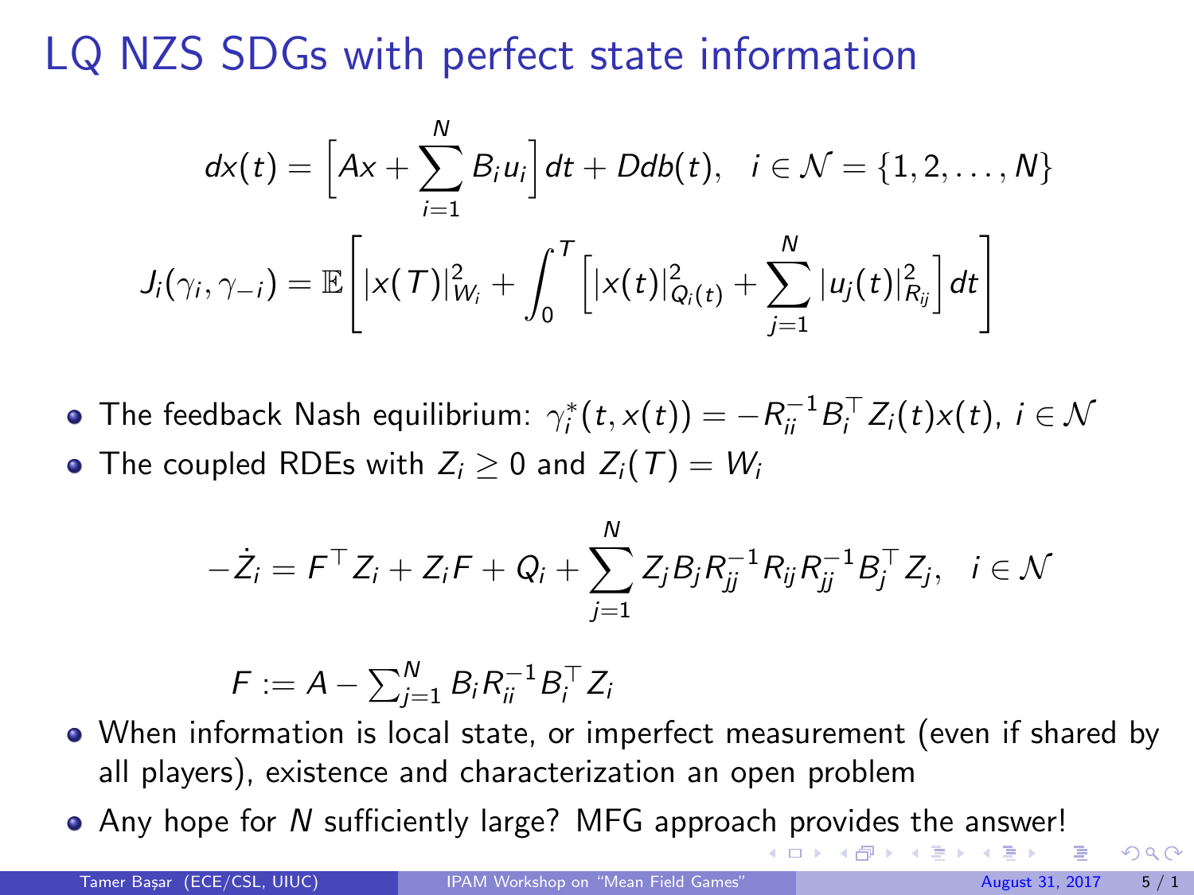# LQ NZS SDGs with perfect state information

$$dx(t) = \Big[Ax + \sum_{i=1}^{N} B_i u_i\Big] dt + D db(t), \quad i \in \mathcal{N} = \{1, 2, \ldots, N\}$$

$$J_i(\gamma_i, \gamma_{-i}) = \mathbb{E}\left[ |x(T)|^2_{W_i} + \int_0^T \Big[ |x(t)|^2_{Q_i(t)} + \sum_{j=1}^{N} |u_j(t)|^2_{R_{ij}} \Big] dt \right]$$

- The feedback Nash equilibrium: $\gamma_i^*(t, x(t)) = -R_{ii}^{-1} B_i^\top Z_i(t) x(t)$, $i \in \mathcal{N}$
- The coupled RDEs with $Z_i \geq 0$ and $Z_i(T) = W_i$

$$-\dot{Z}_i = F^\top Z_i + Z_i F + Q_i + \sum_{j=1}^{N} Z_j B_j R_{jj}^{-1} R_{ij} R_{jj}^{-1} B_j^\top Z_j, \quad i \in \mathcal{N}$$

$$F := A - \textstyle\sum_{j=1}^{N} B_i R_{ii}^{-1} B_i^\top Z_i$$

- When information is local state, or imperfect measurement (even if shared by all players), existence and characterization an open problem
- Any hope for $N$ sufficiently large? MFG approach provides the answer!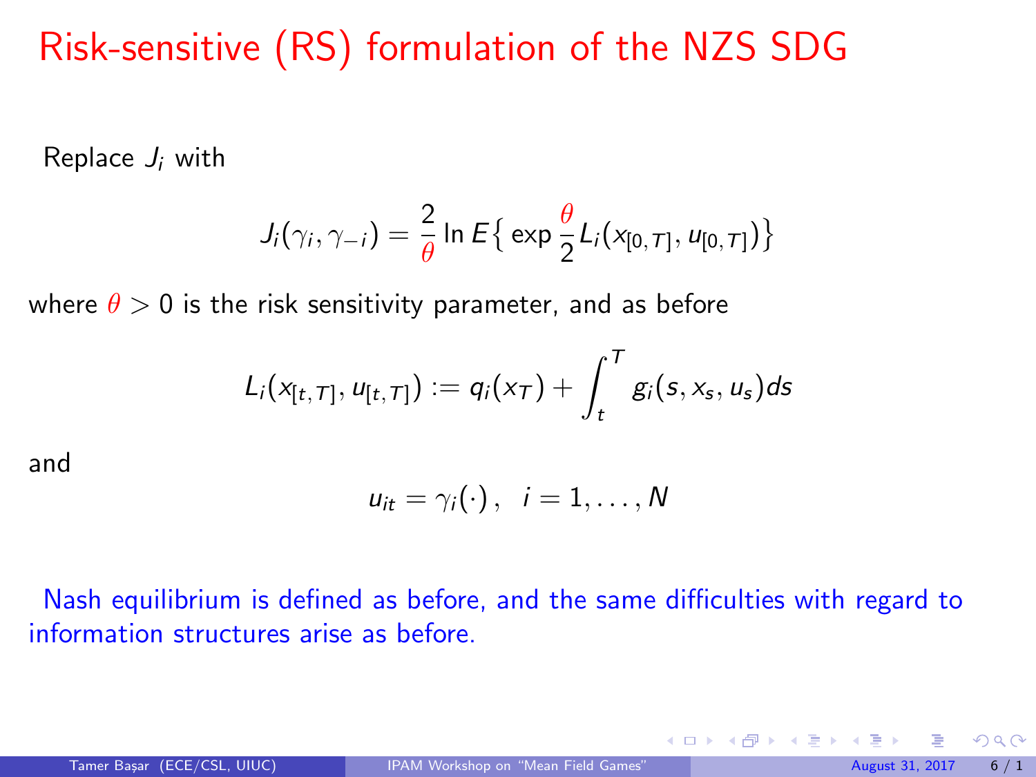# Risk-sensitive (RS) formulation of the NZS SDG

Replace $J_i$ with

$$J_i(\gamma_i, \gamma_{-i}) = \frac{2}{\theta} \ln E\left\{ \exp \frac{\theta}{2} L_i(x_{[0,T]}, u_{[0,T]}) \right\}$$

where $\theta > 0$ is the risk sensitivity parameter, and as before

$$L_i(x_{[t,T]}, u_{[t,T]}) := q_i(x_T) + \int_t^T g_i(s, x_s, u_s) ds$$

and

$$u_{it} = \gamma_i(\cdot), \quad i = 1, \ldots, N$$

Nash equilibrium is defined as before, and the same difficulties with regard to information structures arise as before.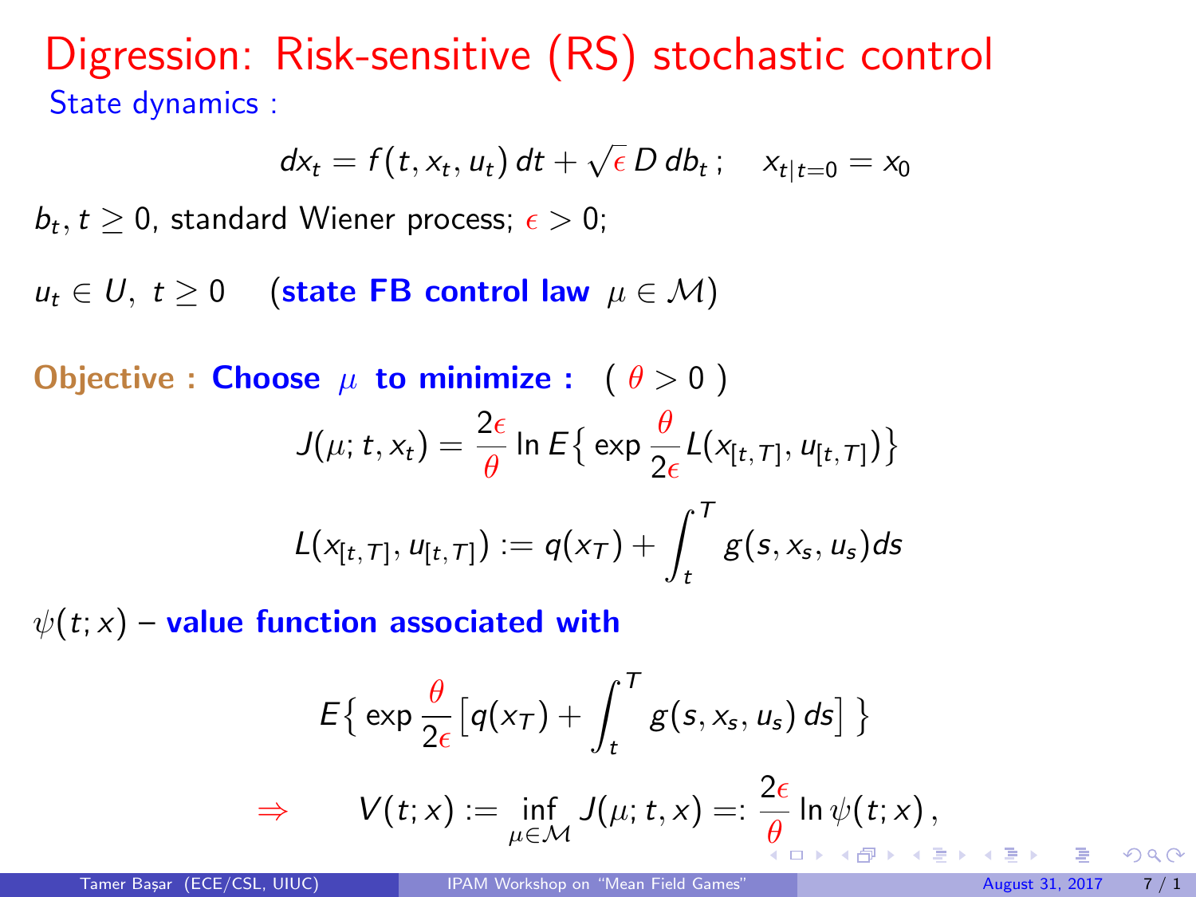# Digression: Risk-sensitive (RS) stochastic control

State dynamics :

$$dx_t = f(t, x_t, u_t)\, dt + \sqrt{\epsilon}\, D\, db_t\,; \quad x_{t|t=0} = x_0$$

$b_t, t \geq 0$, standard Wiener process; $\epsilon > 0$;

$u_t \in U,\ t \geq 0$ &nbsp;&nbsp; (**state FB control law** $\mu \in \mathcal{M}$)

**Objective : Choose $\mu$ to minimize :** &nbsp; $( \theta > 0 )$

$$J(\mu; t, x_t) = \frac{2\epsilon}{\theta} \ln E\big\{ \exp \frac{\theta}{2\epsilon} L(x_{[t,T]}, u_{[t,T]}) \big\}$$

$$L(x_{[t,T]}, u_{[t,T]}) := q(x_T) + \int_t^T g(s, x_s, u_s) ds$$

$\psi(t; x)$ – **value function associated with**

$$E\big\{ \exp \frac{\theta}{2\epsilon} \big[ q(x_T) + \int_t^T g(s, x_s, u_s)\, ds \big] \big\}$$

$$\Rightarrow \qquad V(t; x) := \inf_{\mu \in \mathcal{M}} J(\mu; t, x) =: \frac{2\epsilon}{\theta} \ln \psi(t; x)\,,$$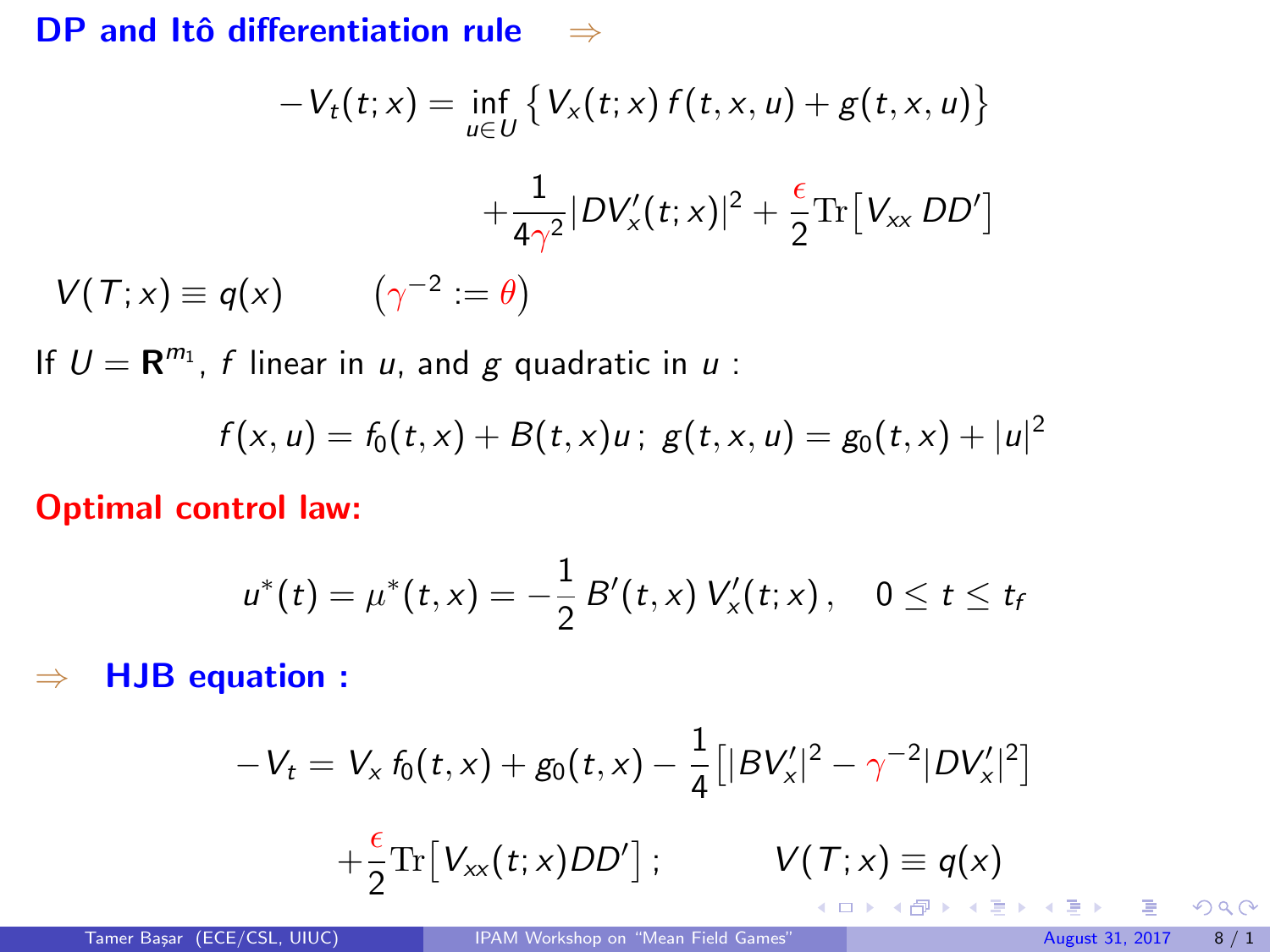**DP and Itô differentiation rule** $\Rightarrow$

$$-V_t(t;x) = \inf_{u \in U} \left\{ V_x(t;x)\, f(t,x,u) + g(t,x,u) \right\}$$

$$+ \frac{1}{4\gamma^2} |D V_x'(t;x)|^2 + \frac{\epsilon}{2} \mathrm{Tr}\left[ V_{xx}\, DD' \right]$$

$$V(T;x) \equiv q(x) \qquad \left( \gamma^{-2} := \theta \right)$$

If $U = \mathbf{R}^{m_1}$, $f$ linear in $u$, and $g$ quadratic in $u$ :

$$f(x,u) = f_0(t,x) + B(t,x)u\,;\ g(t,x,u) = g_0(t,x) + |u|^2$$

**Optimal control law:**

$$u^*(t) = \mu^*(t,x) = -\frac{1}{2} B'(t,x)\, V_x'(t;x)\,, \quad 0 \le t \le t_f$$

$\Rightarrow$ **HJB equation :**

$$-V_t = V_x\, f_0(t,x) + g_0(t,x) - \frac{1}{4}\left[ |B V_x'|^2 - \gamma^{-2} |D V_x'|^2 \right]$$

$$+ \frac{\epsilon}{2} \mathrm{Tr}\left[ V_{xx}(t;x) DD' \right]; \qquad V(T;x) \equiv q(x)$$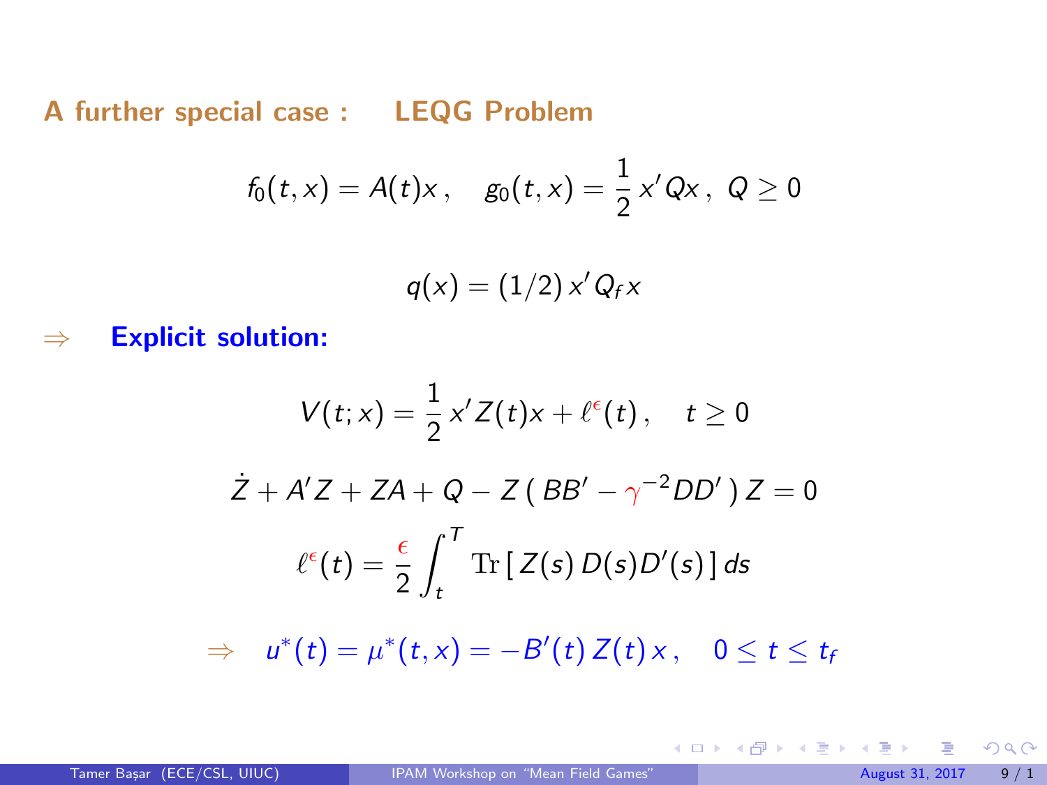## A further special case : LEQG Problem

$$f_0(t,x) = A(t)x\,, \quad g_0(t,x) = \frac{1}{2}\,x'Qx\,,\ Q \geq 0$$

$$q(x) = (1/2)\,x'Q_f x$$

$\Rightarrow$ **Explicit solution:**

$$V(t;x) = \frac{1}{2}\,x'Z(t)x + \ell^{\epsilon}(t)\,, \quad t \geq 0$$

$$\dot{Z} + A'Z + ZA + Q - Z\,(\,BB' - \gamma^{-2}DD'\,)\,Z = 0$$

$$\ell^{\epsilon}(t) = \frac{\epsilon}{2}\int_t^T \mathrm{Tr}\,[\,Z(s)\,D(s)D'(s)\,]\,ds$$

$$\Rightarrow \quad u^*(t) = \mu^*(t,x) = -B'(t)\,Z(t)\,x\,, \quad 0 \leq t \leq t_f$$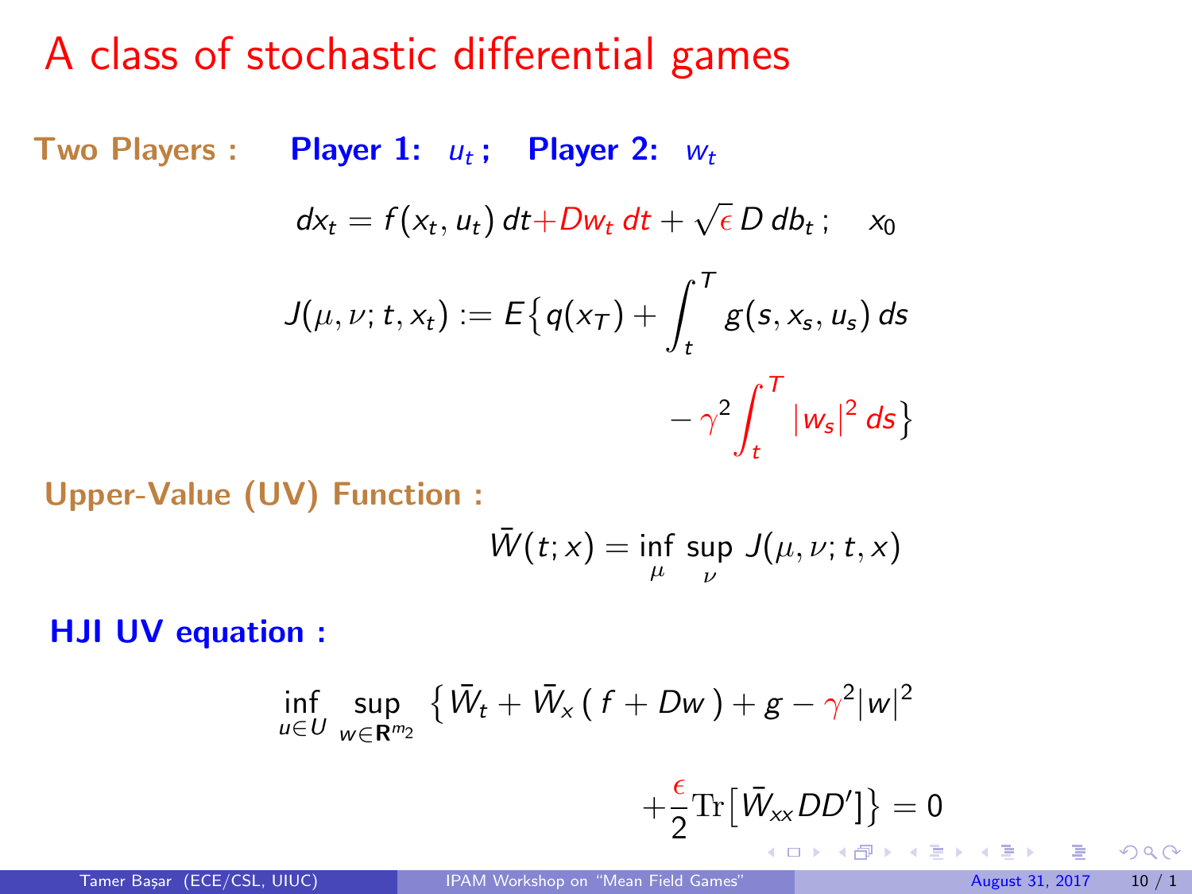# A class of stochastic differential games

**Two Players :** **Player 1:** $u_t$ ; **Player 2:** $w_t$

$$dx_t = f(x_t, u_t)\,dt + Dw_t\,dt + \sqrt{\epsilon}\,D\,db_t\,; \quad x_0$$

$$J(\mu, \nu; t, x_t) := E\{q(x_T) + \int_t^T g(s, x_s, u_s)\,ds - \gamma^2 \int_t^T |w_s|^2\,ds\}$$

**Upper-Value (UV) Function :**

$$\bar{W}(t; x) = \inf_{\mu} \sup_{\nu} J(\mu, \nu; t, x)$$

**HJI UV equation :**

$$\inf_{u \in U} \sup_{w \in \mathbf{R}^{m_2}} \{\bar{W}_t + \bar{W}_x(f + Dw) + g - \gamma^2 |w|^2 + \frac{\epsilon}{2} \mathrm{Tr}[\bar{W}_{xx} DD']\} = 0$$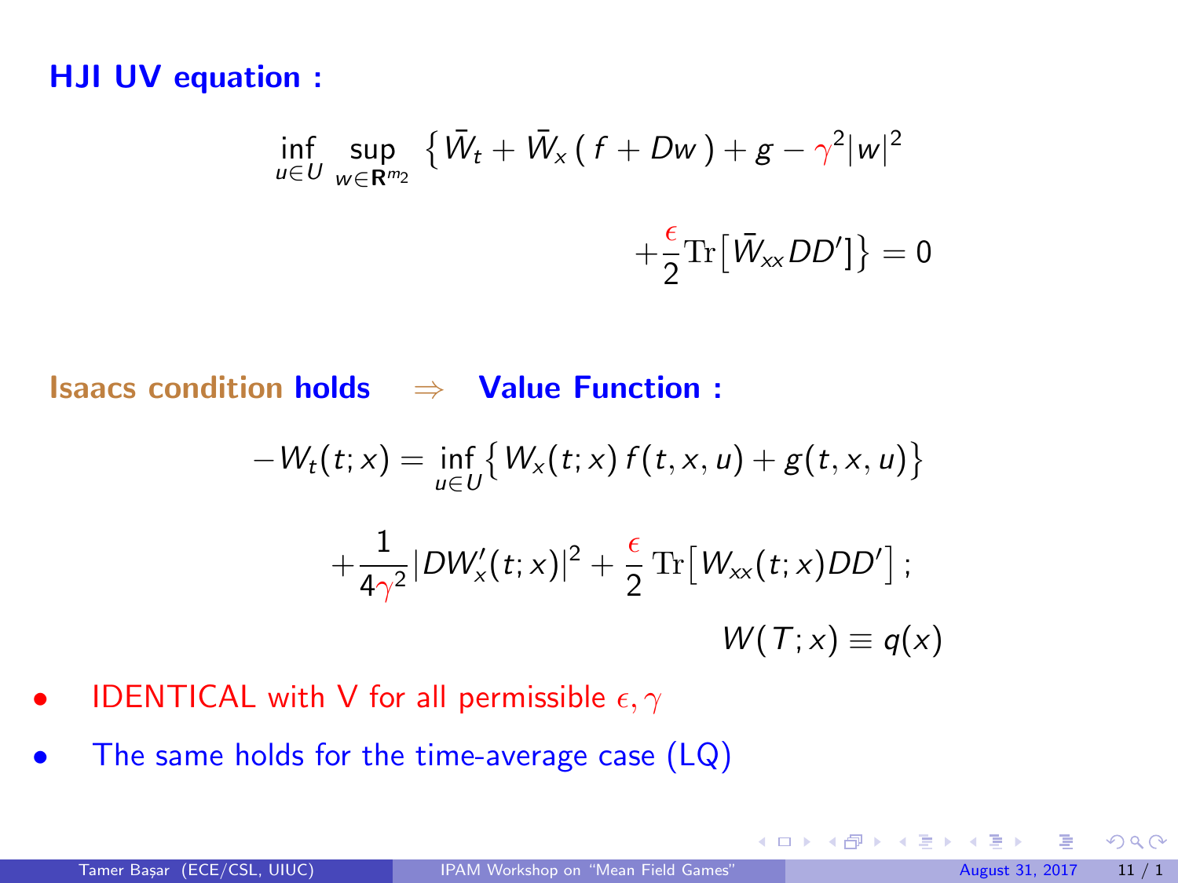**HJI UV equation :**

$$\inf_{u\in U}\ \sup_{w\in \mathbf{R}^{m_2}}\ \left\{ \bar{W}_t + \bar{W}_x\,(\,f + Dw\,) + g - \gamma^2|w|^2 + \frac{\epsilon}{2}\mathrm{Tr}\big[\bar{W}_{xx}DD'\big]\right\} = 0$$

**Isaacs condition holds** $\Rightarrow$ **Value Function :**

$$-W_t(t;x) = \inf_{u\in U}\big\{ W_x(t;x)\,f(t,x,u) + g(t,x,u)\big\} + \frac{1}{4\gamma^2}|DW_x'(t;x)|^2 + \frac{\epsilon}{2}\,\mathrm{Tr}\big[W_{xx}(t;x)DD'\big]\,;$$

$$W(T;x) \equiv q(x)$$

- IDENTICAL with V for all permissible $\epsilon, \gamma$
- The same holds for the time-average case (LQ)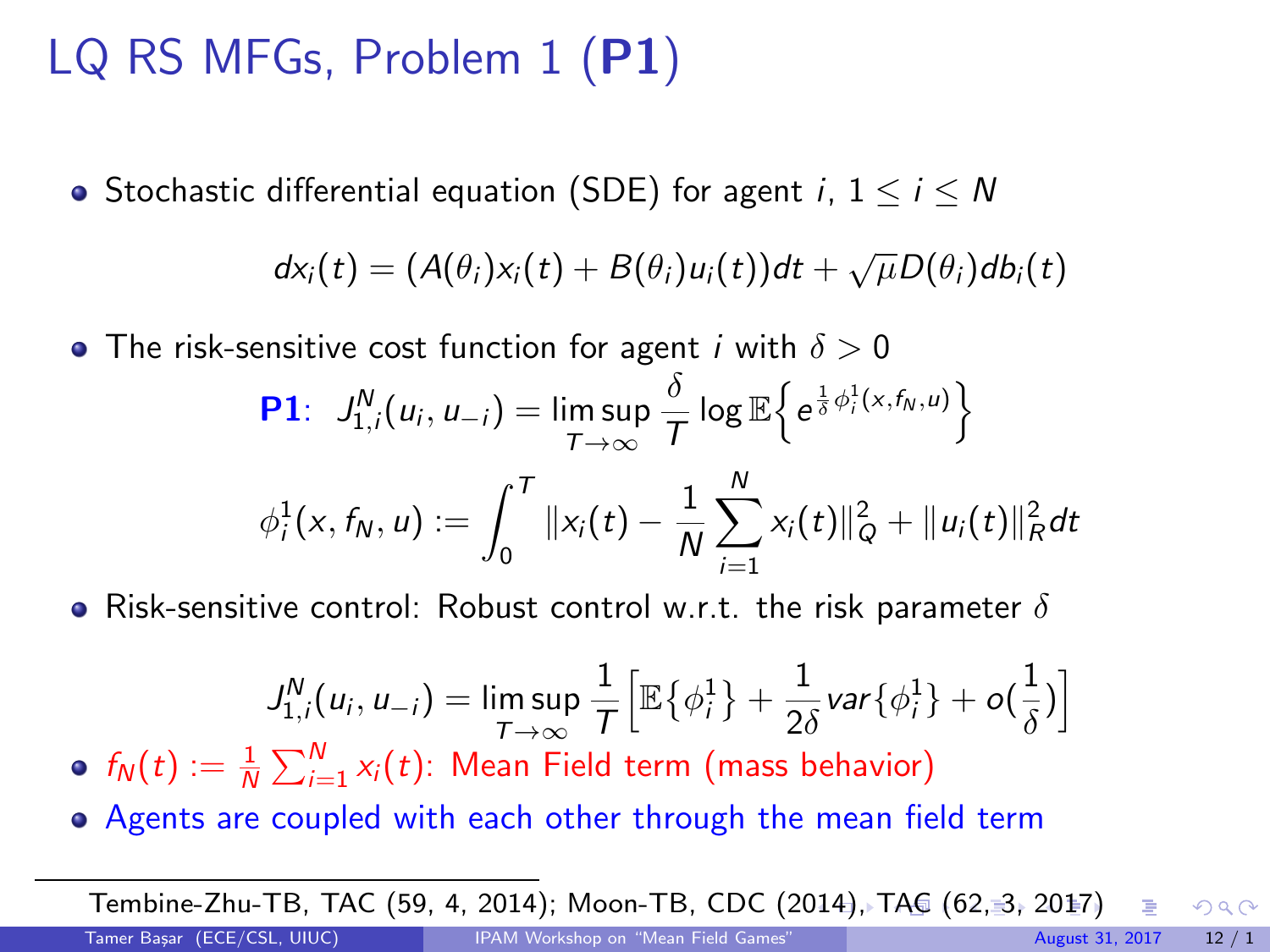# LQ RS MFGs, Problem 1 (**P1**)

- Stochastic differential equation (SDE) for agent $i$, $1 \leq i \leq N$

$$dx_i(t) = (A(\theta_i)x_i(t) + B(\theta_i)u_i(t))dt + \sqrt{\mu}D(\theta_i)db_i(t)$$

- The risk-sensitive cost function for agent $i$ with $\delta > 0$

$$\textbf{P1}: \quad J_{1,i}^N(u_i, u_{-i}) = \limsup_{T\to\infty} \frac{\delta}{T} \log \mathbb{E}\Big\{ e^{\frac{1}{\delta}\phi_i^1(x, f_N, u)} \Big\}$$

$$\phi_i^1(x, f_N, u) := \int_0^T \|x_i(t) - \frac{1}{N}\sum_{i=1}^N x_i(t)\|_Q^2 + \|u_i(t)\|_R^2 dt$$

- Risk-sensitive control: Robust control w.r.t. the risk parameter $\delta$

$$J_{1,i}^N(u_i, u_{-i}) = \limsup_{T\to\infty} \frac{1}{T} \Big[ \mathbb{E}\{\phi_i^1\} + \frac{1}{2\delta} var\{\phi_i^1\} + o(\frac{1}{\delta}) \Big]$$

- $f_N(t) := \frac{1}{N}\sum_{i=1}^N x_i(t)$: Mean Field term (mass behavior)
- Agents are coupled with each other through the mean field term

---

Tembine-Zhu-TB, TAC (59, 4, 2014); Moon-TB, CDC (2014), TAC (62, 3, 2017)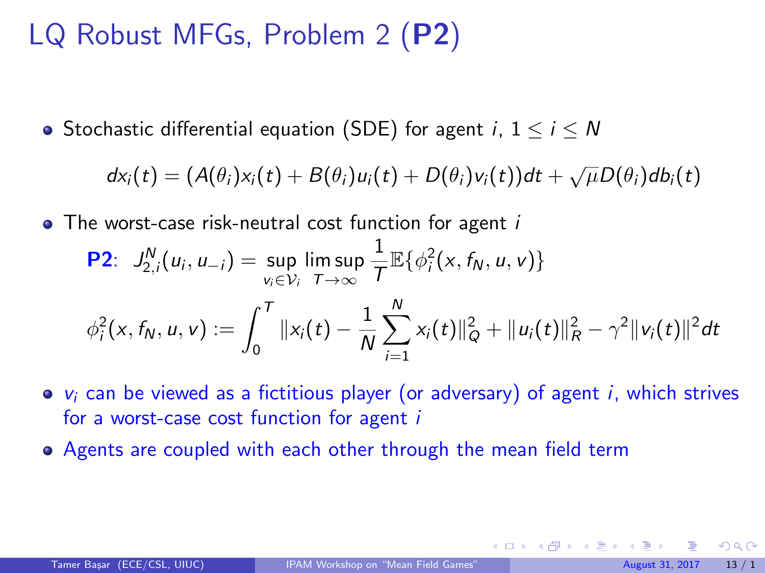# LQ Robust MFGs, Problem 2 (**P2**)

- Stochastic differential equation (SDE) for agent $i$, $1 \leq i \leq N$

$$dx_i(t) = (A(\theta_i)x_i(t) + B(\theta_i)u_i(t) + D(\theta_i)v_i(t))dt + \sqrt{\mu}D(\theta_i)db_i(t)$$

- The worst-case risk-neutral cost function for agent $i$

**P2**: $$J_{2,i}^N(u_i, u_{-i}) = \sup_{v_i \in \mathcal{V}_i} \limsup_{T \to \infty} \frac{1}{T}\mathbb{E}\{\phi_i^2(x, f_N, u, v)\}$$

$$\phi_i^2(x, f_N, u, v) := \int_0^T \|x_i(t) - \frac{1}{N}\sum_{i=1}^{N} x_i(t)\|_Q^2 + \|u_i(t)\|_R^2 - \gamma^2\|v_i(t)\|^2 dt$$

- $v_i$ can be viewed as a fictitious player (or adversary) of agent $i$, which strives for a worst-case cost function for agent $i$
- Agents are coupled with each other through the mean field term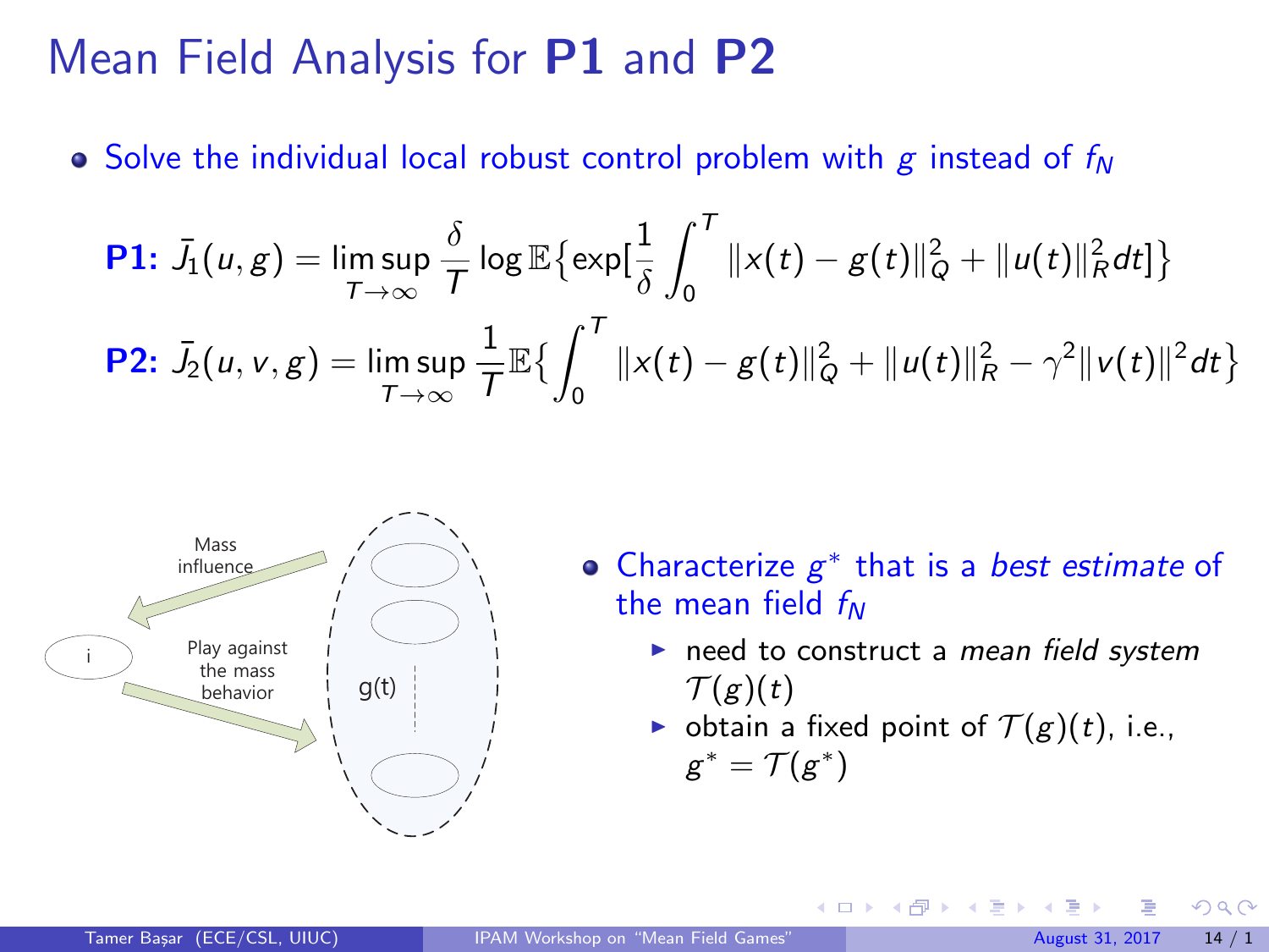# Mean Field Analysis for **P1** and **P2**

- Solve the individual local robust control problem with $g$ instead of $f_N$

$$\textbf{P1: } \bar{J}_1(u,g) = \limsup_{T\to\infty} \frac{\delta}{T} \log \mathbb{E}\{\exp[\frac{1}{\delta}\int_0^T \|x(t)-g(t)\|_Q^2 + \|u(t)\|_R^2 dt]\}$$

$$\textbf{P2: } \bar{J}_2(u,v,g) = \limsup_{T\to\infty} \frac{1}{T} \mathbb{E}\{\int_0^T \|x(t)-g(t)\|_Q^2 + \|u(t)\|_R^2 - \gamma^2\|v(t)\|^2 dt\}$$

Mass influence

i

Play against the mass behavior

g(t)

- Characterize $g^*$ that is a *best estimate* of the mean field $f_N$
  - need to construct a *mean field system* $\mathcal{T}(g)(t)$
  - obtain a fixed point of $\mathcal{T}(g)(t)$, i.e., $g^* = \mathcal{T}(g^*)$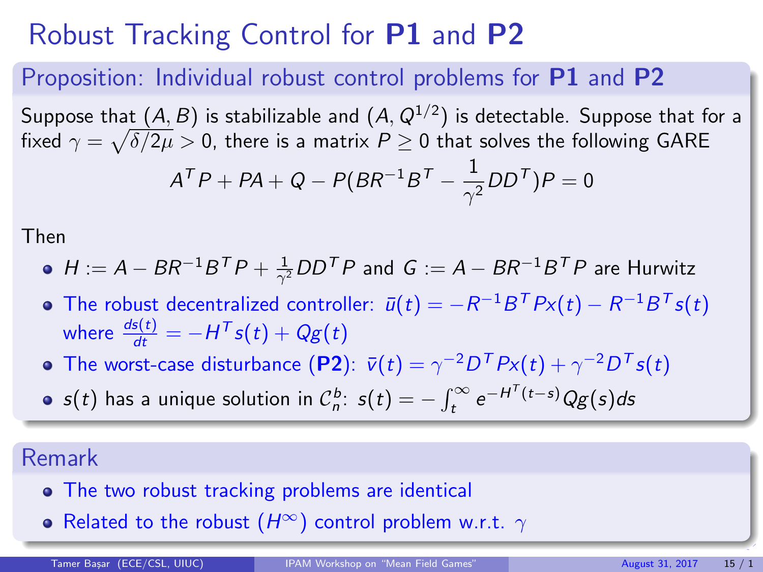# Robust Tracking Control for **P1** and **P2**

## Proposition: Individual robust control problems for **P1** and **P2**

Suppose that $(A, B)$ is stabilizable and $(A, Q^{1/2})$ is detectable. Suppose that for a fixed $\gamma = \sqrt{\delta/2\mu} > 0$, there is a matrix $P \geq 0$ that solves the following GARE

$$A^T P + PA + Q - P(BR^{-1}B^T - \frac{1}{\gamma^2} DD^T)P = 0$$

Then

- $H := A - BR^{-1}B^T P + \frac{1}{\gamma^2} DD^T P$ and $G := A - BR^{-1}B^T P$ are Hurwitz
- The robust decentralized controller: $\bar{u}(t) = -R^{-1}B^T P x(t) - R^{-1}B^T s(t)$ where $\frac{ds(t)}{dt} = -H^T s(t) + Qg(t)$
- The worst-case disturbance (**P2**): $\bar{v}(t) = \gamma^{-2} D^T P x(t) + \gamma^{-2} D^T s(t)$
- $s(t)$ has a unique solution in $\mathcal{C}_n^b$: $s(t) = -\int_t^\infty e^{-H^T(t-s)} Qg(s) ds$

## Remark

- The two robust tracking problems are identical
- Related to the robust ($H^\infty$) control problem w.r.t. $\gamma$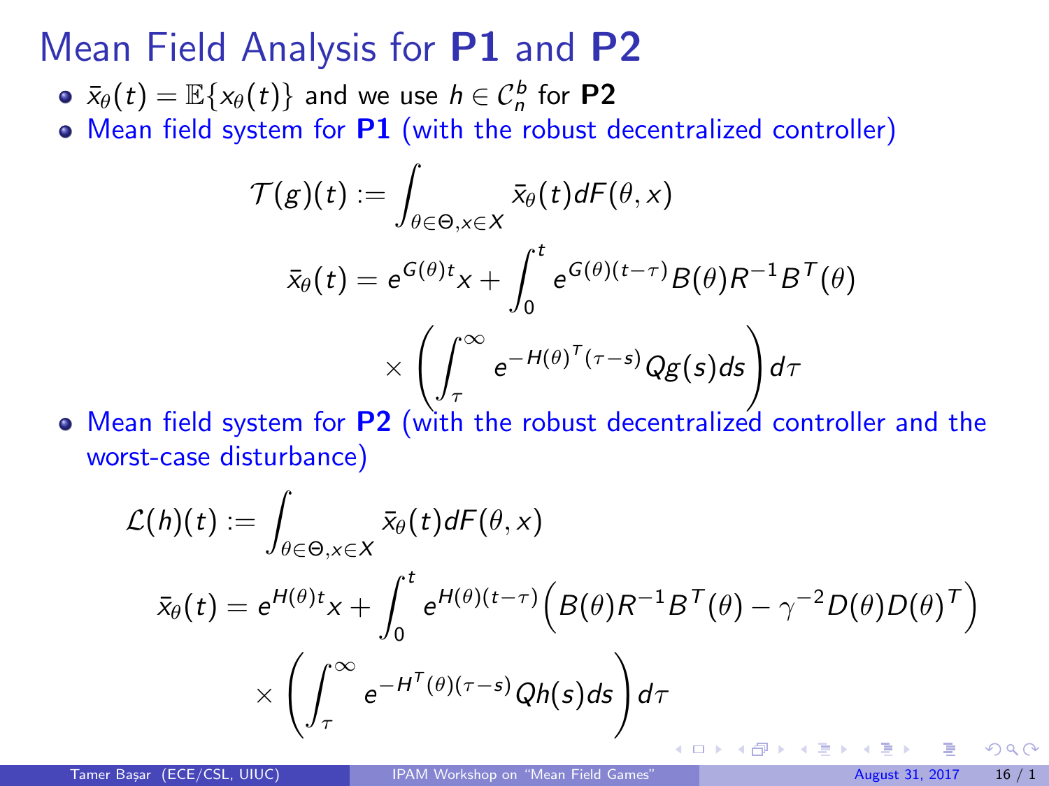# Mean Field Analysis for **P1** and **P2**

- $\bar{x}_\theta(t) = \mathbb{E}\{x_\theta(t)\}$ and we use $h \in \mathcal{C}_n^b$ for **P2**
- Mean field system for **P1** (with the robust decentralized controller)

$$
\begin{aligned}
\mathcal{T}(g)(t) &:= \int_{\theta \in \Theta, x \in X} \bar{x}_\theta(t) dF(\theta, x) \\
\bar{x}_\theta(t) &= e^{G(\theta)t} x + \int_0^t e^{G(\theta)(t-\tau)} B(\theta) R^{-1} B^T(\theta) \\
&\quad \times \left( \int_\tau^\infty e^{-H(\theta)^T(\tau - s)} Q g(s) ds \right) d\tau
\end{aligned}
$$

- Mean field system for **P2** (with the robust decentralized controller and the worst-case disturbance)

$$
\begin{aligned}
\mathcal{L}(h)(t) &:= \int_{\theta \in \Theta, x \in X} \bar{x}_\theta(t) dF(\theta, x) \\
\bar{x}_\theta(t) &= e^{H(\theta)t} x + \int_0^t e^{H(\theta)(t-\tau)} \Big( B(\theta) R^{-1} B^T(\theta) - \gamma^{-2} D(\theta) D(\theta)^T \Big) \\
&\quad \times \left( \int_\tau^\infty e^{-H^T(\theta)(\tau - s)} Q h(s) ds \right) d\tau
\end{aligned}
$$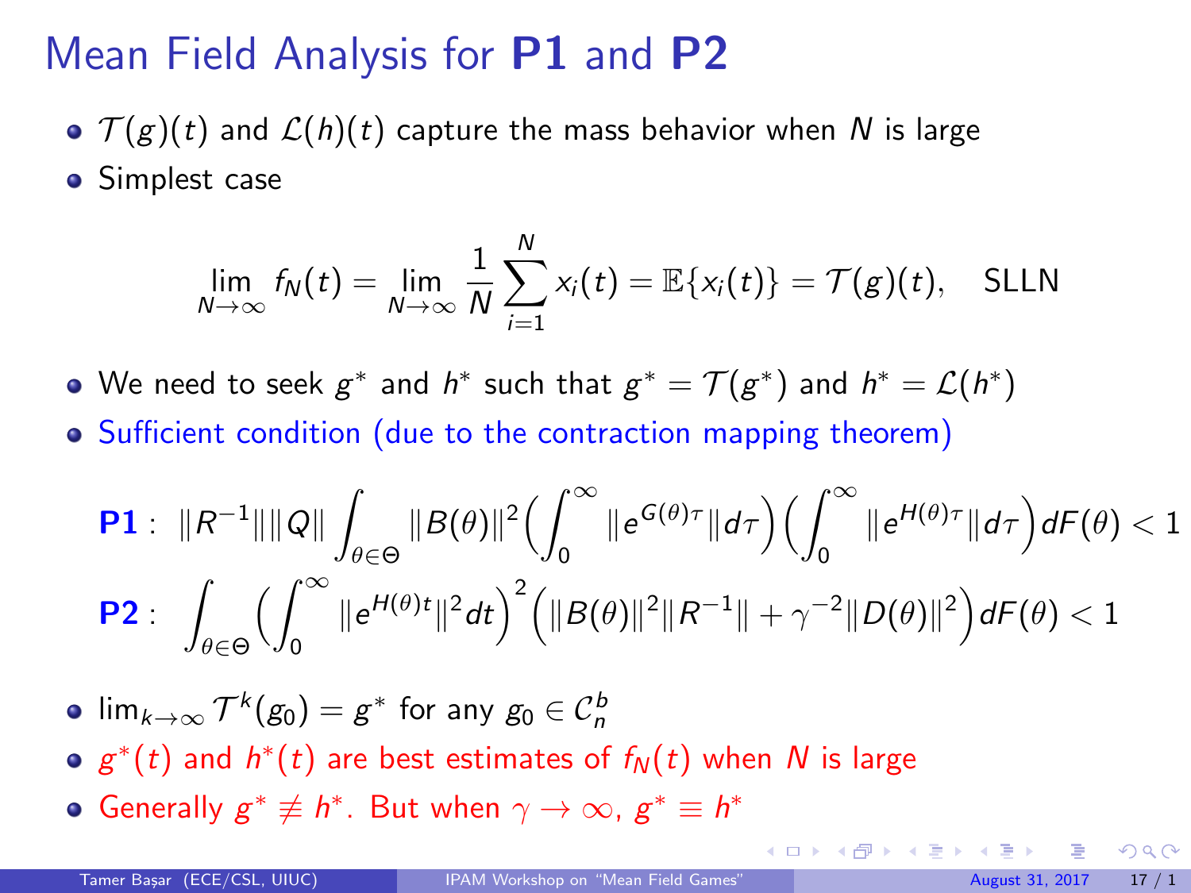# Mean Field Analysis for **P1** and **P2**

- $\mathcal{T}(g)(t)$ and $\mathcal{L}(h)(t)$ capture the mass behavior when $N$ is large
- Simplest case

$$\lim_{N\to\infty} f_N(t) = \lim_{N\to\infty} \frac{1}{N}\sum_{i=1}^{N} x_i(t) = \mathbb{E}\{x_i(t)\} = \mathcal{T}(g)(t), \quad \text{SLLN}$$

- We need to seek $g^*$ and $h^*$ such that $g^* = \mathcal{T}(g^*)$ and $h^* = \mathcal{L}(h^*)$
- Sufficient condition (due to the contraction mapping theorem)

$$\textbf{P1}: \ \|R^{-1}\|\|Q\| \int_{\theta\in\Theta} \|B(\theta)\|^2 \Big(\int_0^\infty \|e^{G(\theta)\tau}\| d\tau\Big)\Big(\int_0^\infty \|e^{H(\theta)\tau}\| d\tau\Big) dF(\theta) < 1$$

$$\textbf{P2}: \ \int_{\theta\in\Theta} \Big(\int_0^\infty \|e^{H(\theta)t}\|^2 dt\Big)^2 \Big(\|B(\theta)\|^2\|R^{-1}\| + \gamma^{-2}\|D(\theta)\|^2\Big) dF(\theta) < 1$$

- $\lim_{k\to\infty} \mathcal{T}^k(g_0) = g^*$ for any $g_0 \in \mathcal{C}_n^b$
- $g^*(t)$ and $h^*(t)$ are best estimates of $f_N(t)$ when $N$ is large
- Generally $g^* \not\equiv h^*$. But when $\gamma \to \infty$, $g^* \equiv h^*$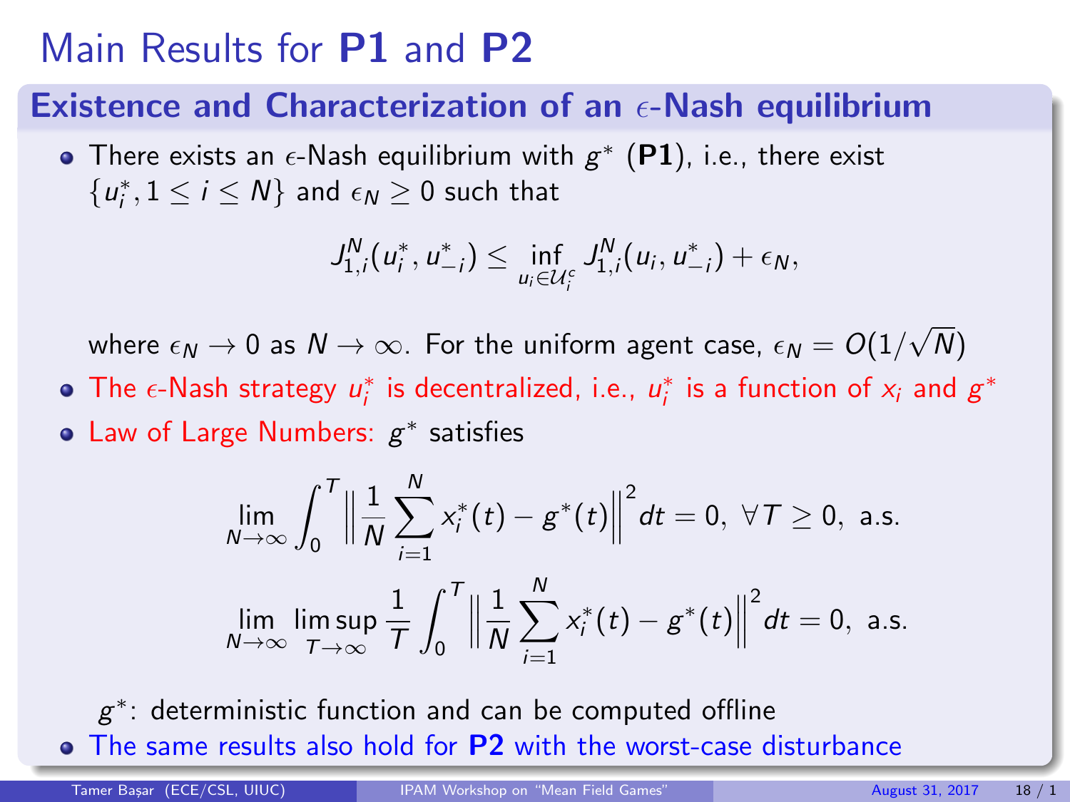# Main Results for **P1** and **P2**

## Existence and Characterization of an $\epsilon$-Nash equilibrium

- There exists an $\epsilon$-Nash equilibrium with $g^*$ (**P1**), i.e., there exist $\{u_i^*, 1 \leq i \leq N\}$ and $\epsilon_N \geq 0$ such that

$$J_{1,i}^N(u_i^*, u_{-i}^*) \leq \inf_{u_i \in \mathcal{U}_i^c} J_{1,i}^N(u_i, u_{-i}^*) + \epsilon_N,$$

  where $\epsilon_N \to 0$ as $N \to \infty$. For the uniform agent case, $\epsilon_N = O(1/\sqrt{N})$

- The $\epsilon$-Nash strategy $u_i^*$ is decentralized, i.e., $u_i^*$ is a function of $x_i$ and $g^*$
- Law of Large Numbers: $g^*$ satisfies

$$\lim_{N \to \infty} \int_0^T \Big\| \frac{1}{N} \sum_{i=1}^N x_i^*(t) - g^*(t) \Big\|^2 dt = 0, \ \forall T \geq 0, \ \text{a.s.}$$

$$\lim_{N \to \infty} \limsup_{T \to \infty} \frac{1}{T} \int_0^T \Big\| \frac{1}{N} \sum_{i=1}^N x_i^*(t) - g^*(t) \Big\|^2 dt = 0, \ \text{a.s.}$$

  $g^*$: deterministic function and can be computed offline

- The same results also hold for **P2** with the worst-case disturbance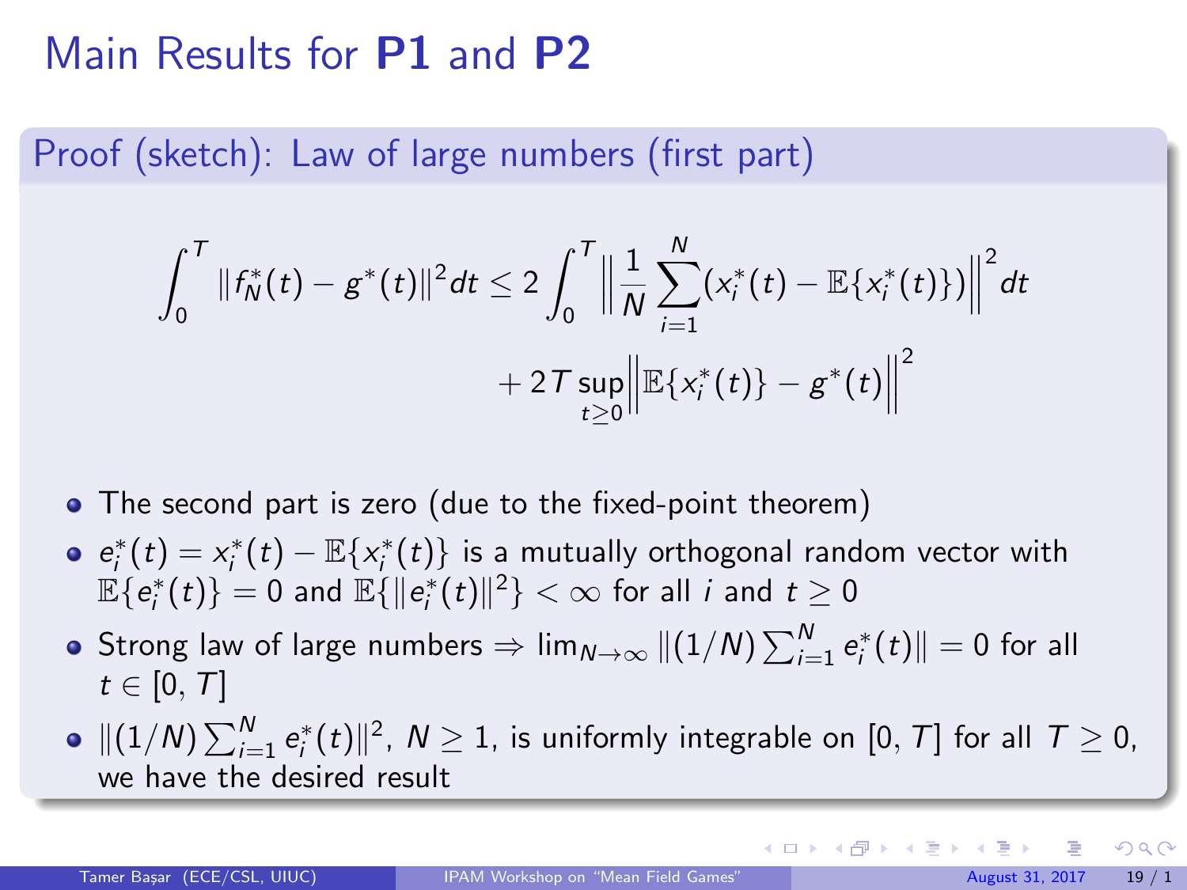# Main Results for **P1** and **P2**

## Proof (sketch): Law of large numbers (first part)

$$
\int_0^T \|f_N^*(t) - g^*(t)\|^2 dt \leq 2\int_0^T \Big\| \frac{1}{N}\sum_{i=1}^N (x_i^*(t) - \mathbb{E}\{x_i^*(t)\}) \Big\|^2 dt + 2T \sup_{t \geq 0} \Big\| \mathbb{E}\{x_i^*(t)\} - g^*(t) \Big\|^2
$$

- The second part is zero (due to the fixed-point theorem)
- $e_i^*(t) = x_i^*(t) - \mathbb{E}\{x_i^*(t)\}$ is a mutually orthogonal random vector with $\mathbb{E}\{e_i^*(t)\} = 0$ and $\mathbb{E}\{\|e_i^*(t)\|^2\} < \infty$ for all $i$ and $t \geq 0$
- Strong law of large numbers $\Rightarrow \lim_{N\to\infty} \|(1/N)\sum_{i=1}^N e_i^*(t)\| = 0$ for all $t \in [0, T]$
- $\|(1/N)\sum_{i=1}^N e_i^*(t)\|^2$, $N \geq 1$, is uniformly integrable on $[0, T]$ for all $T \geq 0$, we have the desired result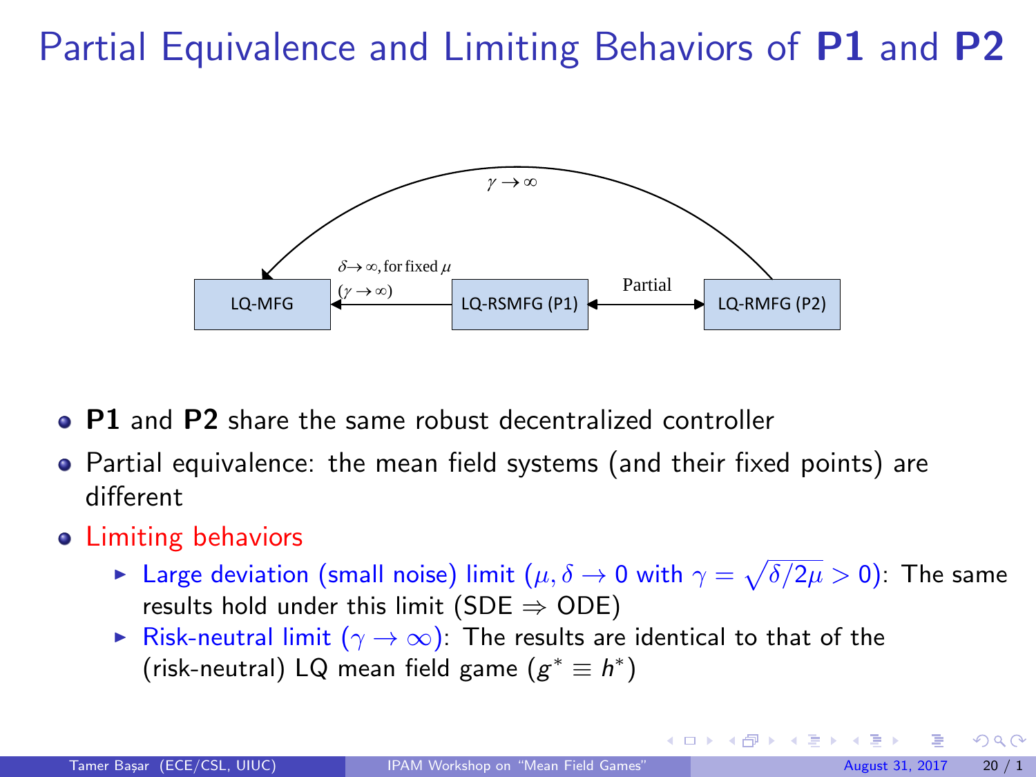# Partial Equivalence and Limiting Behaviors of **P1** and **P2**

LQ-MFG ← LQ-RSMFG (P1): $\delta \to \infty$, for fixed $\mu$ ($\gamma \to \infty$)

LQ-RSMFG (P1) ↔ LQ-RMFG (P2): Partial

LQ-RMFG (P2) → LQ-MFG: $\gamma \to \infty$

- **P1** and **P2** share the same robust decentralized controller
- Partial equivalence: the mean field systems (and their fixed points) are different
- Limiting behaviors
  - Large deviation (small noise) limit ($\mu, \delta \to 0$ with $\gamma = \sqrt{\delta/2\mu} > 0$): The same results hold under this limit (SDE $\Rightarrow$ ODE)
  - Risk-neutral limit ($\gamma \to \infty$): The results are identical to that of the (risk-neutral) LQ mean field game ($g^* \equiv h^*$)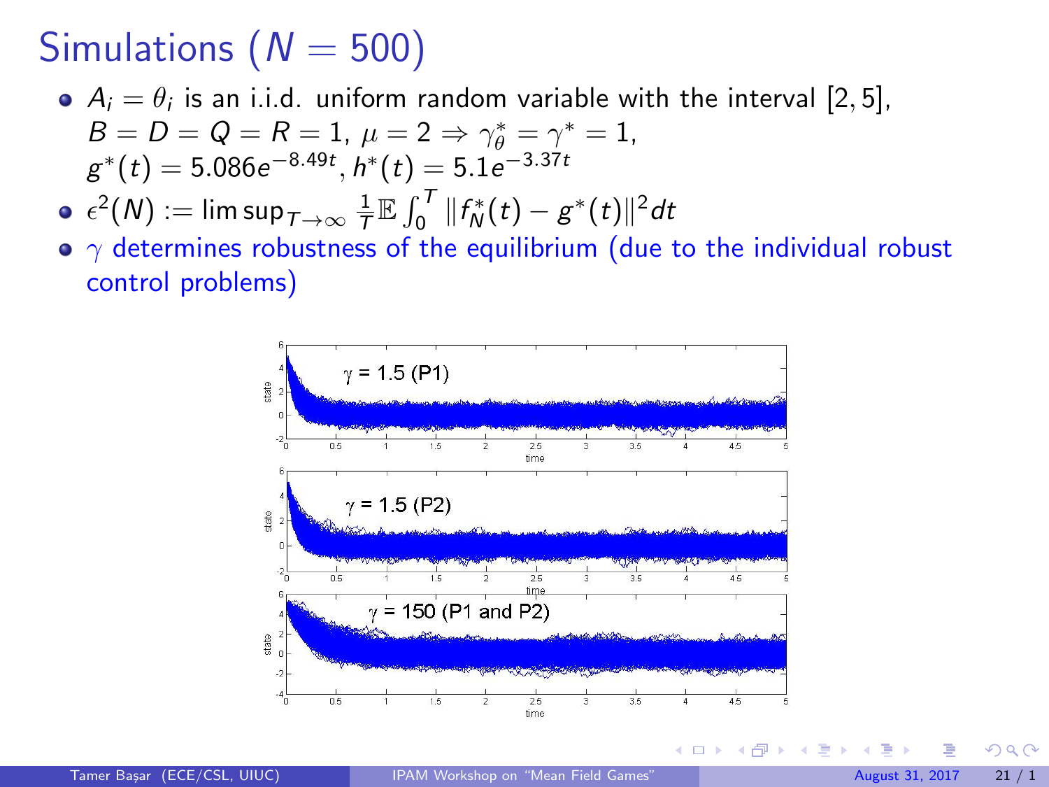# Simulations ($N = 500$)

- $A_i = \theta_i$ is an i.i.d. uniform random variable with the interval $[2, 5]$, $B = D = Q = R = 1$, $\mu = 2 \Rightarrow \gamma_\theta^* = \gamma^* = 1$, $g^*(t) = 5.086e^{-8.49t}$, $h^*(t) = 5.1e^{-3.37t}$
- $\epsilon^2(N) := \limsup_{T\to\infty} \frac{1}{T}\mathbb{E}\int_0^T \|f_N^*(t) - g^*(t)\|^2 dt$
- $\gamma$ determines robustness of the equilibrium (due to the individual robust control problems)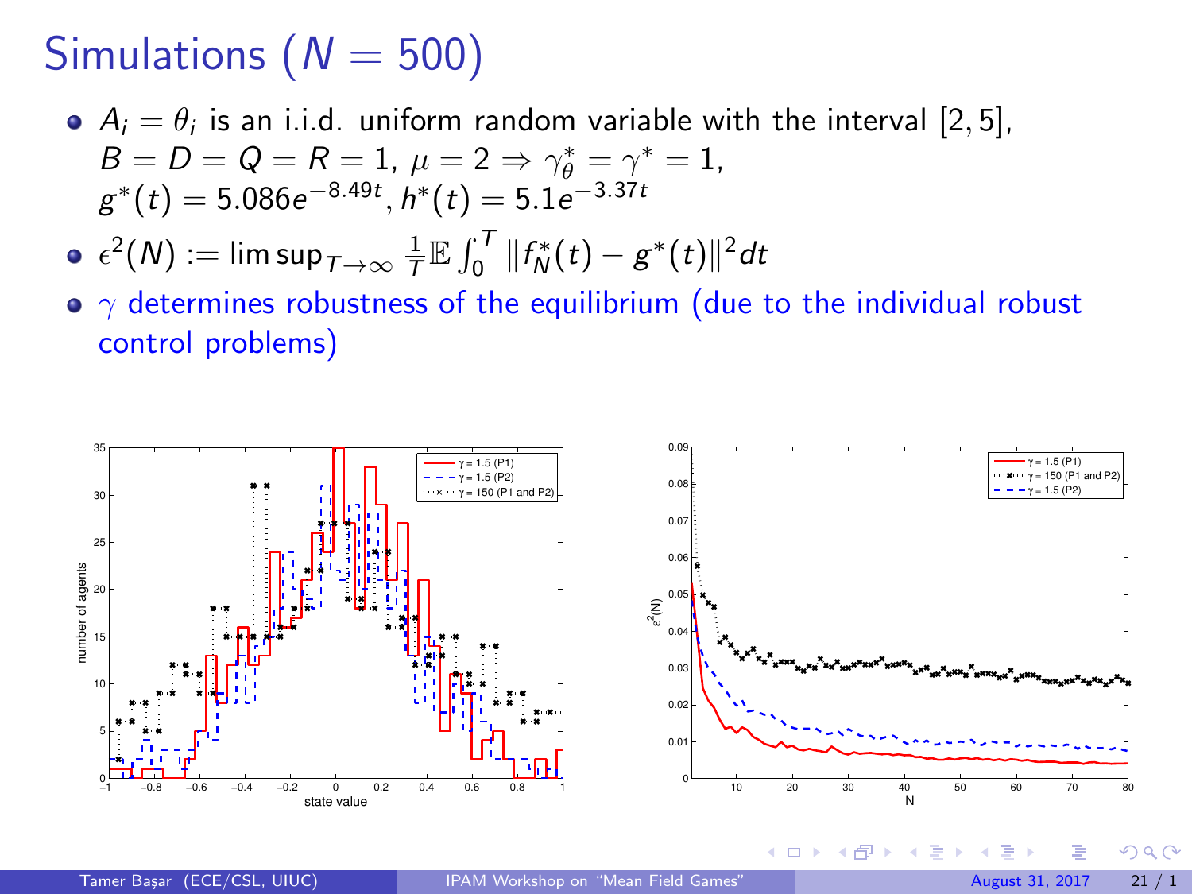# Simulations ($N = 500$)

- $A_i = \theta_i$ is an i.i.d. uniform random variable with the interval $[2, 5]$, $B = D = Q = R = 1$, $\mu = 2 \Rightarrow \gamma_\theta^* = \gamma^* = 1$, $g^*(t) = 5.086e^{-8.49t}$, $h^*(t) = 5.1e^{-3.37t}$
- $\epsilon^2(N) := \limsup_{T\to\infty} \frac{1}{T}\mathbb{E}\int_0^T \|f_N^*(t) - g^*(t)\|^2 dt$
- $\gamma$ determines robustness of the equilibrium (due to the individual robust control problems)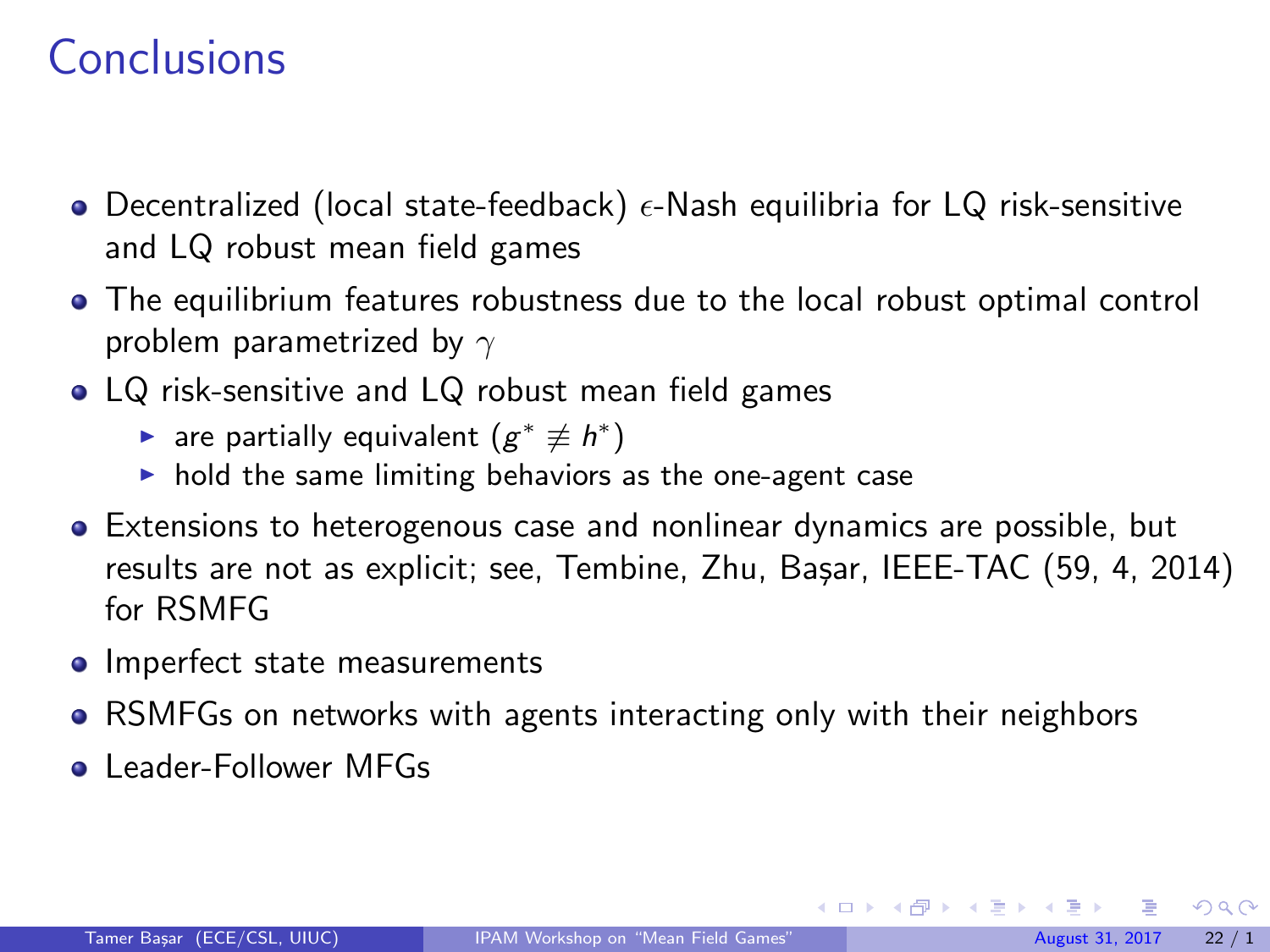# Conclusions

- Decentralized (local state-feedback) $\epsilon$-Nash equilibria for LQ risk-sensitive and LQ robust mean field games
- The equilibrium features robustness due to the local robust optimal control problem parametrized by $\gamma$
- LQ risk-sensitive and LQ robust mean field games
  - are partially equivalent ($g^* \not\equiv h^*$)
  - hold the same limiting behaviors as the one-agent case
- Extensions to heterogenous case and nonlinear dynamics are possible, but results are not as explicit; see, Tembine, Zhu, Başar, IEEE-TAC (59, 4, 2014) for RSMFG
- Imperfect state measurements
- RSMFGs on networks with agents interacting only with their neighbors
- Leader-Follower MFGs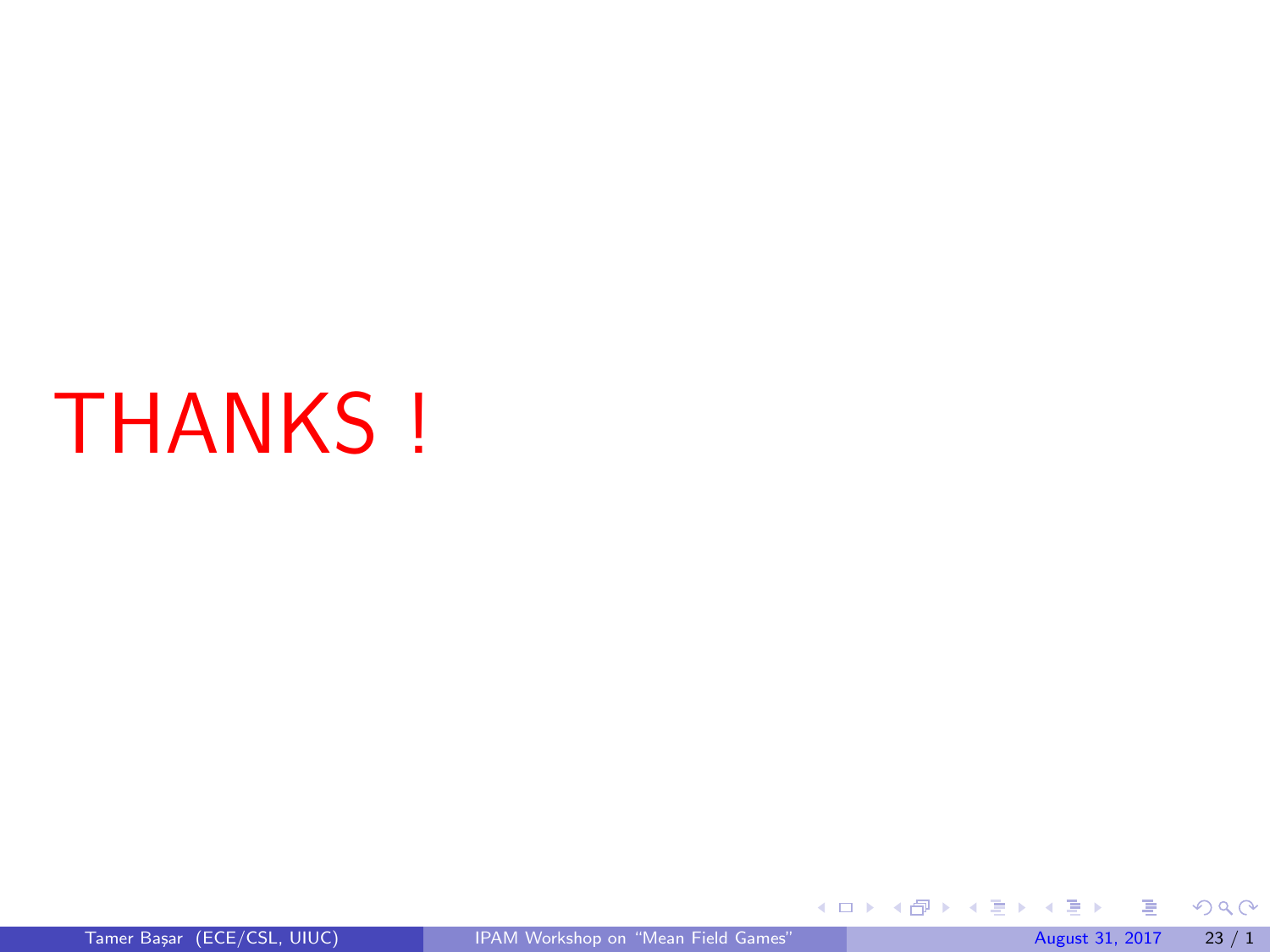THANKS !